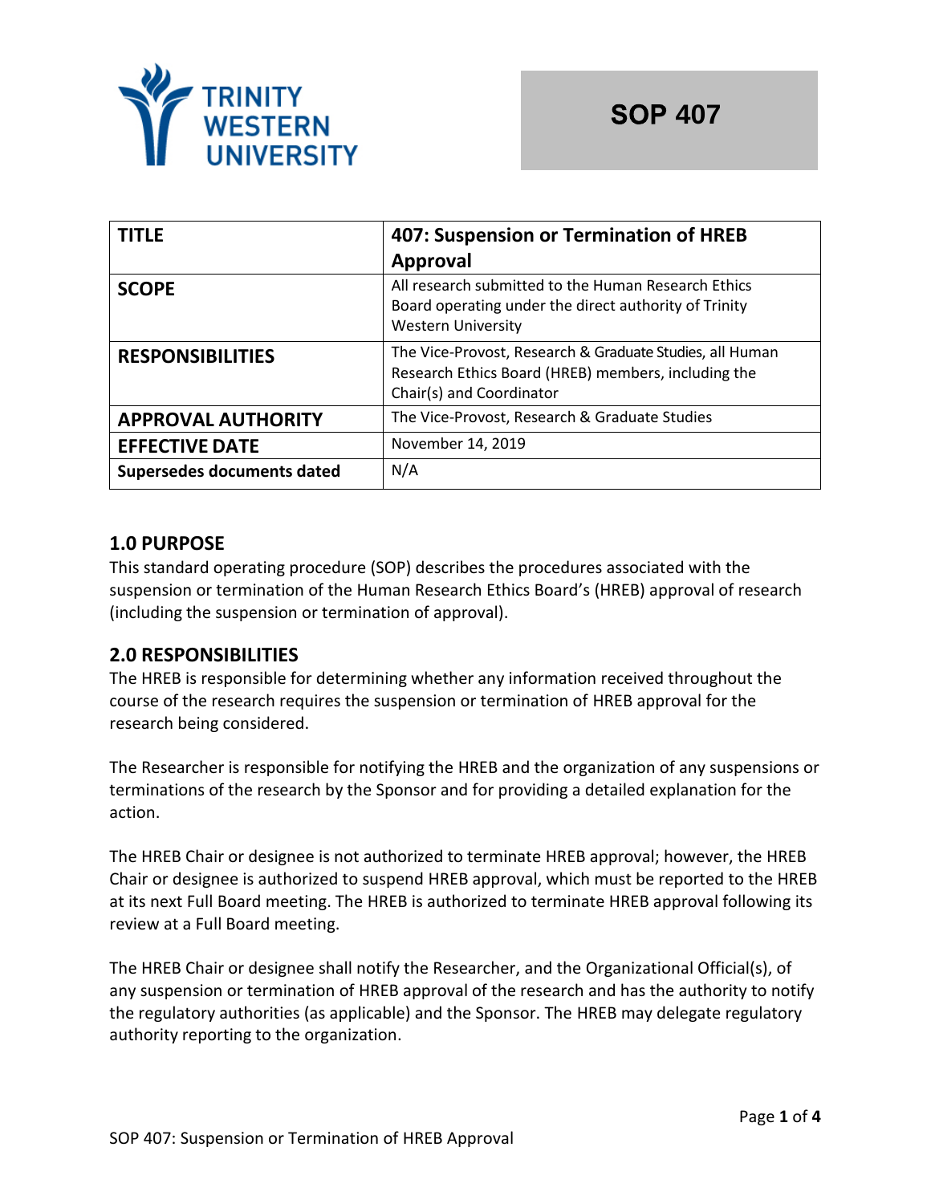Trinity Western University

# SOP 407

| TITLE | 407: Suspension or Termination of HREB Approval |
|---|---|
| SCOPE | All research submitted to the Human Research Ethics Board operating under the direct authority of Trinity Western University |
| RESPONSIBILITIES | The Vice-Provost, Research & Graduate Studies, all Human Research Ethics Board (HREB) members, including the Chair(s) and Coordinator |
| APPROVAL AUTHORITY | The Vice-Provost, Research & Graduate Studies |
| EFFECTIVE DATE | November 14, 2019 |
| Supersedes documents dated | N/A |

## 1.0 PURPOSE

This standard operating procedure (SOP) describes the procedures associated with the suspension or termination of the Human Research Ethics Board's (HREB) approval of research (including the suspension or termination of approval).

## 2.0 RESPONSIBILITIES

The HREB is responsible for determining whether any information received throughout the course of the research requires the suspension or termination of HREB approval for the research being considered.

The Researcher is responsible for notifying the HREB and the organization of any suspensions or terminations of the research by the Sponsor and for providing a detailed explanation for the action.

The HREB Chair or designee is not authorized to terminate HREB approval; however, the HREB Chair or designee is authorized to suspend HREB approval, which must be reported to the HREB at its next Full Board meeting. The HREB is authorized to terminate HREB approval following its review at a Full Board meeting.

The HREB Chair or designee shall notify the Researcher, and the Organizational Official(s), of any suspension or termination of HREB approval of the research and has the authority to notify the regulatory authorities (as applicable) and the Sponsor. The HREB may delegate regulatory authority reporting to the organization.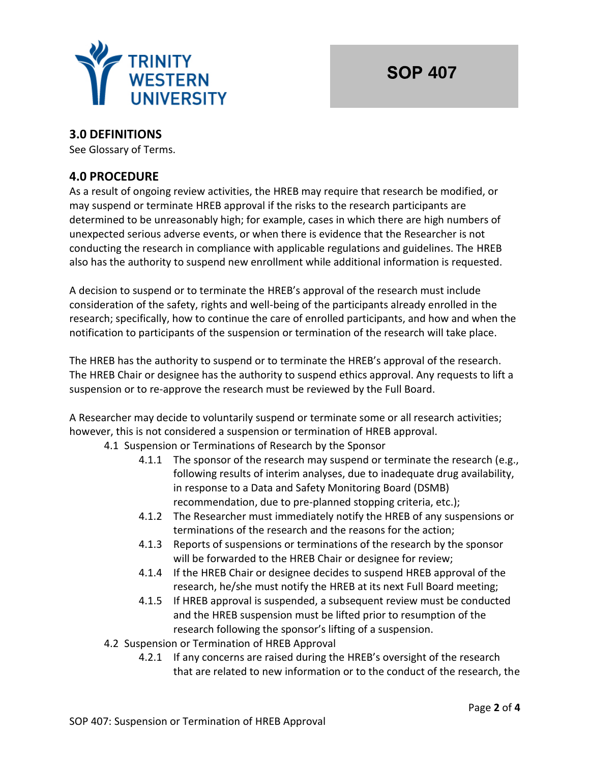## 3.0 DEFINITIONS

See Glossary of Terms.

## 4.0 PROCEDURE

As a result of ongoing review activities, the HREB may require that research be modified, or may suspend or terminate HREB approval if the risks to the research participants are determined to be unreasonably high; for example, cases in which there are high numbers of unexpected serious adverse events, or when there is evidence that the Researcher is not conducting the research in compliance with applicable regulations and guidelines. The HREB also has the authority to suspend new enrollment while additional information is requested.

A decision to suspend or to terminate the HREB's approval of the research must include consideration of the safety, rights and well-being of the participants already enrolled in the research; specifically, how to continue the care of enrolled participants, and how and when the notification to participants of the suspension or termination of the research will take place.

The HREB has the authority to suspend or to terminate the HREB's approval of the research. The HREB Chair or designee has the authority to suspend ethics approval. Any requests to lift a suspension or to re-approve the research must be reviewed by the Full Board.

A Researcher may decide to voluntarily suspend or terminate some or all research activities; however, this is not considered a suspension or termination of HREB approval.

4.1 Suspension or Terminations of Research by the Sponsor

- 4.1.1 The sponsor of the research may suspend or terminate the research (e.g., following results of interim analyses, due to inadequate drug availability, in response to a Data and Safety Monitoring Board (DSMB) recommendation, due to pre-planned stopping criteria, etc.);
- 4.1.2 The Researcher must immediately notify the HREB of any suspensions or terminations of the research and the reasons for the action;
- 4.1.3 Reports of suspensions or terminations of the research by the sponsor will be forwarded to the HREB Chair or designee for review;
- 4.1.4 If the HREB Chair or designee decides to suspend HREB approval of the research, he/she must notify the HREB at its next Full Board meeting;
- 4.1.5 If HREB approval is suspended, a subsequent review must be conducted and the HREB suspension must be lifted prior to resumption of the research following the sponsor's lifting of a suspension.

4.2 Suspension or Termination of HREB Approval

- 4.2.1 If any concerns are raised during the HREB's oversight of the research that are related to new information or to the conduct of the research, the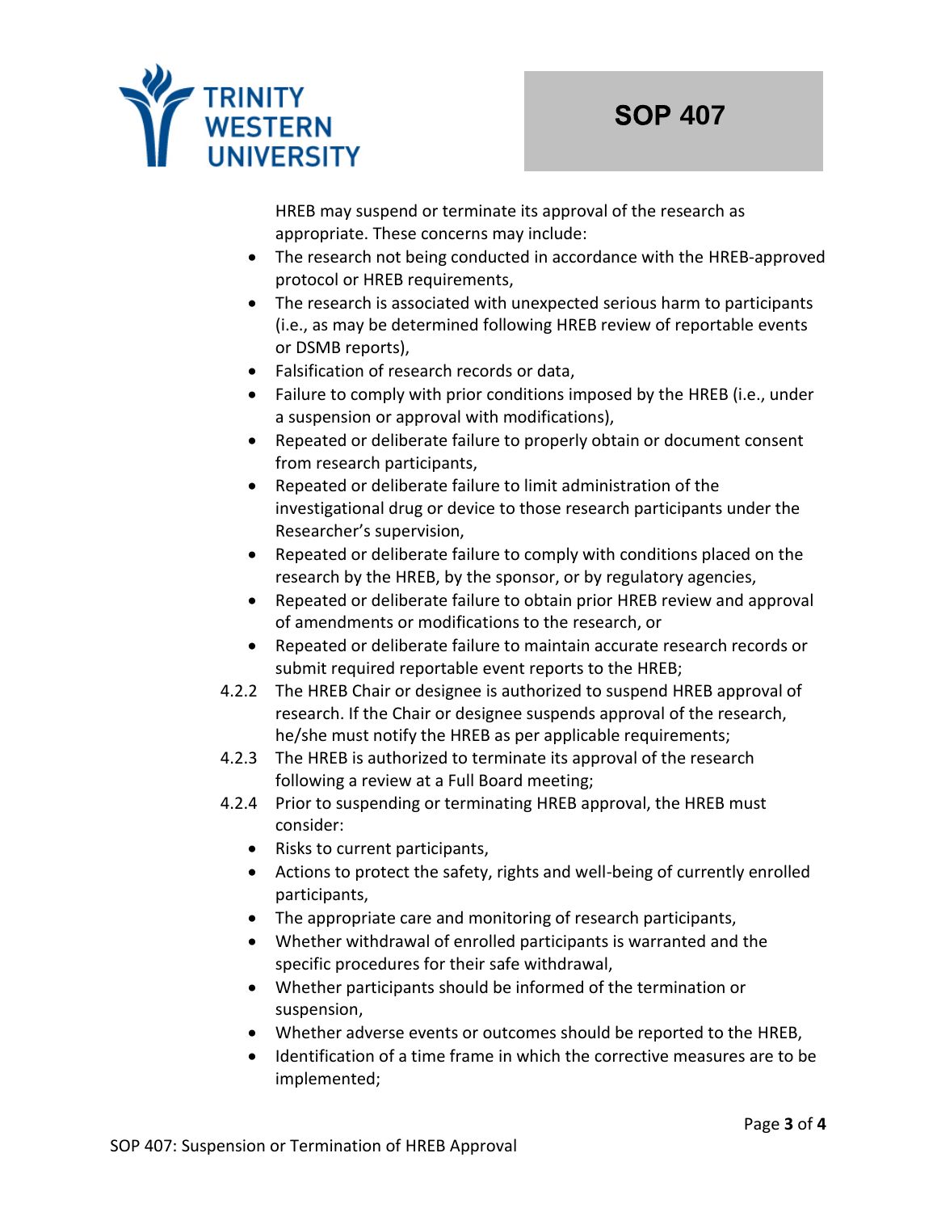HREB may suspend or terminate its approval of the research as appropriate. These concerns may include:

- The research not being conducted in accordance with the HREB-approved protocol or HREB requirements,
- The research is associated with unexpected serious harm to participants (i.e., as may be determined following HREB review of reportable events or DSMB reports),
- Falsification of research records or data,
- Failure to comply with prior conditions imposed by the HREB (i.e., under a suspension or approval with modifications),
- Repeated or deliberate failure to properly obtain or document consent from research participants,
- Repeated or deliberate failure to limit administration of the investigational drug or device to those research participants under the Researcher's supervision,
- Repeated or deliberate failure to comply with conditions placed on the research by the HREB, by the sponsor, or by regulatory agencies,
- Repeated or deliberate failure to obtain prior HREB review and approval of amendments or modifications to the research, or
- Repeated or deliberate failure to maintain accurate research records or submit required reportable event reports to the HREB;

4.2.2 The HREB Chair or designee is authorized to suspend HREB approval of research. If the Chair or designee suspends approval of the research, he/she must notify the HREB as per applicable requirements;

4.2.3 The HREB is authorized to terminate its approval of the research following a review at a Full Board meeting;

4.2.4 Prior to suspending or terminating HREB approval, the HREB must consider:

- Risks to current participants,
- Actions to protect the safety, rights and well-being of currently enrolled participants,
- The appropriate care and monitoring of research participants,
- Whether withdrawal of enrolled participants is warranted and the specific procedures for their safe withdrawal,
- Whether participants should be informed of the termination or suspension,
- Whether adverse events or outcomes should be reported to the HREB,
- Identification of a time frame in which the corrective measures are to be implemented;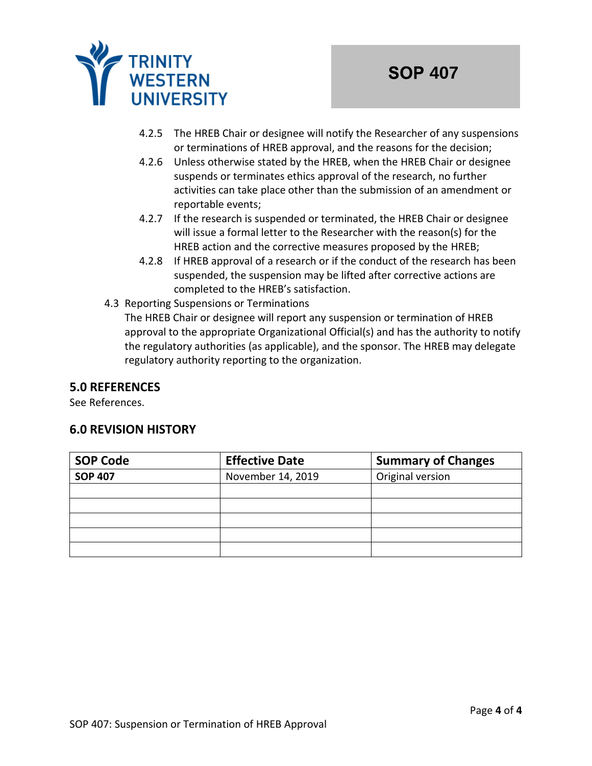4.2.5 The HREB Chair or designee will notify the Researcher of any suspensions or terminations of HREB approval, and the reasons for the decision;

4.2.6 Unless otherwise stated by the HREB, when the HREB Chair or designee suspends or terminates ethics approval of the research, no further activities can take place other than the submission of an amendment or reportable events;

4.2.7 If the research is suspended or terminated, the HREB Chair or designee will issue a formal letter to the Researcher with the reason(s) for the HREB action and the corrective measures proposed by the HREB;

4.2.8 If HREB approval of a research or if the conduct of the research has been suspended, the suspension may be lifted after corrective actions are completed to the HREB's satisfaction.

4.3 Reporting Suspensions or Terminations

The HREB Chair or designee will report any suspension or termination of HREB approval to the appropriate Organizational Official(s) and has the authority to notify the regulatory authorities (as applicable), and the sponsor. The HREB may delegate regulatory authority reporting to the organization.

## 5.0 REFERENCES

See References.

## 6.0 REVISION HISTORY

| SOP Code | Effective Date | Summary of Changes |
|---|---|---|
| **SOP 407** | November 14, 2019 | Original version |
| | | |
| | | |
| | | |
| | | |
| | | |